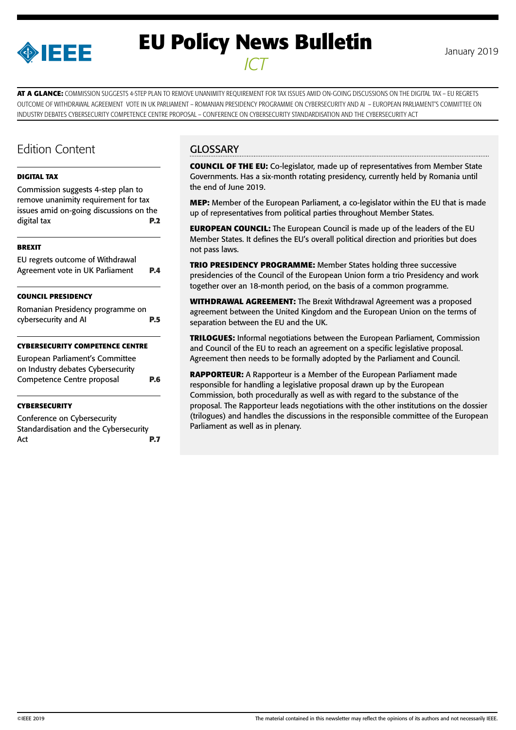# EU Policy News Bulletin

*ICT*

January 2019

**AT A GLANCE:** COMMISSION SUGGESTS 4-STEP PLAN TO REMOVE UNANIMITY REQUIREMENT FOR TAX ISSUES AMID ON-GOING DISCUSSIONS ON THE DIGITAL TAX – EU REGRETS OUTCOME OF WITHDRAWAL AGREEMENT VOTE IN UK PARLIAMENT – ROMANIAN PRESIDENCY PROGRAMME ON CYBERSECURITY AND AI – EUROPEAN PARLIAMENT'S COMMITTEE ON INDUSTRY DEBATES CYBERSECURITY COMPETENCE CENTRE PROPOSAL – CONFERENCE ON CYBERSECURITY STANDARDISATION AND THE CYBERSECURITY ACT

## Edition Content

**DIGITAL TAX**

Commission suggests 4-step plan to remove unanimity requirement for tax issues amid on-going discussions on the digital tax **P.2**

**BREXIT**

EU regrets outcome of Withdrawal Agreement vote in UK Parliament **P.4**

**COUNCIL PRESIDENCY**

Romanian Presidency programme on cybersecurity and AI **P.5**

**CYBERSECURITY COMPETENCE CENTRE**

European Parliament's Committee on Industry debates Cybersecurity Competence Centre proposal **P.6**

**CYBERSECURITY**

Conference on Cybersecurity Standardisation and the Cybersecurity Act **P.7**

## GLOSSARY

**COUNCIL OF THE EU:** Co-legislator, made up of representatives from Member State Governments. Has a six-month rotating presidency, currently held by Romania until the end of June 2019.

**MEP:** Member of the European Parliament, a co-legislator within the EU that is made up of representatives from political parties throughout Member States.

**EUROPEAN COUNCIL:** The European Council is made up of the leaders of the EU Member States. It defines the EU's overall political direction and priorities but does not pass laws.

**TRIO PRESIDENCY PROGRAMME:** Member States holding three successive presidencies of the Council of the European Union form a trio Presidency and work together over an 18-month period, on the basis of a common programme.

**WITHDRAWAL AGREEMENT:** The Brexit Withdrawal Agreement was a proposed agreement between the United Kingdom and the European Union on the terms of separation between the EU and the UK.

**TRILOGUES:** Informal negotiations between the European Parliament, Commission and Council of the EU to reach an agreement on a specific legislative proposal. Agreement then needs to be formally adopted by the Parliament and Council.

**RAPPORTEUR:** A Rapporteur is a Member of the European Parliament made responsible for handling a legislative proposal drawn up by the European Commission, both procedurally as well as with regard to the substance of the proposal. The Rapporteur leads negotiations with the other institutions on the dossier (trilogues) and handles the discussions in the responsible committee of the European Parliament as well as in plenary.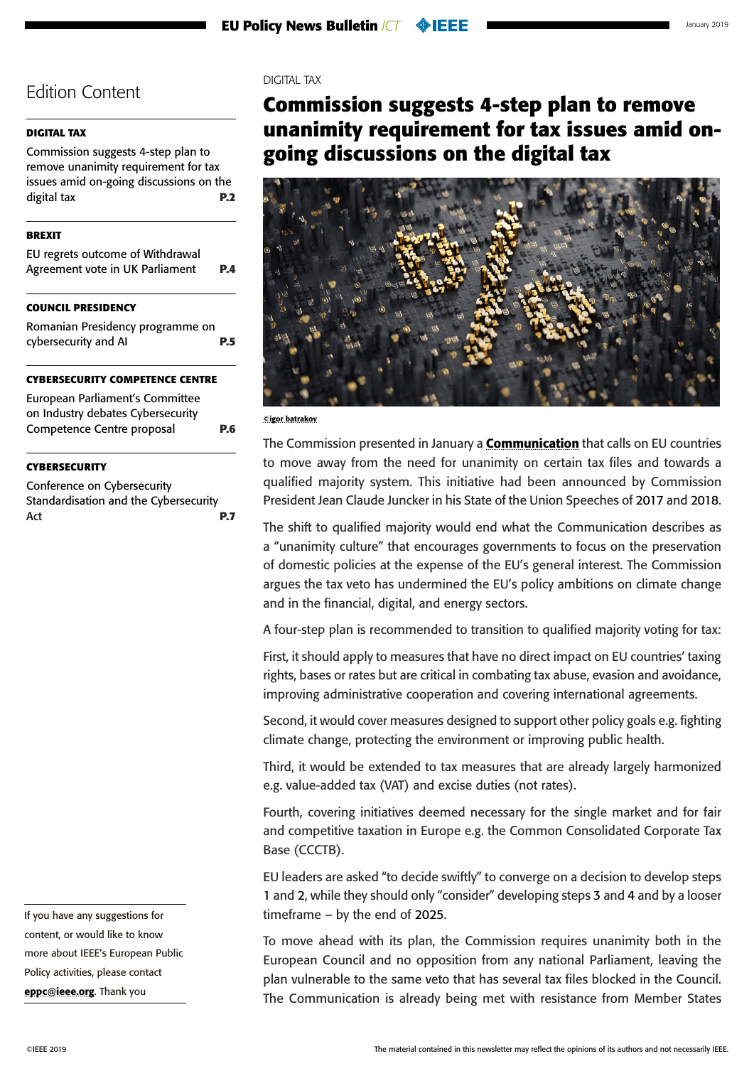# Edition Content

**DIGITAL TAX**

Commission suggests 4-step plan to remove unanimity requirement for tax issues amid on-going discussions on the digital tax **P.2**

**BREXIT**

EU regrets outcome of Withdrawal Agreement vote in UK Parliament **P.4**

**COUNCIL PRESIDENCY**

Romanian Presidency programme on cybersecurity and AI **P.5**

**CYBERSECURITY COMPETENCE CENTRE**

European Parliament's Committee on Industry debates Cybersecurity Competence Centre proposal **P.6**

**CYBERSECURITY**

Conference on Cybersecurity Standardisation and the Cybersecurity Act **P.7**

If you have any suggestions for content, or would like to know more about IEEE's European Public Policy activities, please contact **eppc@ieee.org**. Thank you

DIGITAL TAX

## Commission suggests 4-step plan to remove unanimity requirement for tax issues amid on-going discussions on the digital tax

©igor batrakov

The Commission presented in January a **Communication** that calls on EU countries to move away from the need for unanimity on certain tax files and towards a qualified majority system. This initiative had been announced by Commission President Jean Claude Juncker in his State of the Union Speeches of 2017 and 2018.

The shift to qualified majority would end what the Communication describes as a "unanimity culture" that encourages governments to focus on the preservation of domestic policies at the expense of the EU's general interest. The Commission argues the tax veto has undermined the EU's policy ambitions on climate change and in the financial, digital, and energy sectors.

A four-step plan is recommended to transition to qualified majority voting for tax:

First, it should apply to measures that have no direct impact on EU countries' taxing rights, bases or rates but are critical in combating tax abuse, evasion and avoidance, improving administrative cooperation and covering international agreements.

Second, it would cover measures designed to support other policy goals e.g. fighting climate change, protecting the environment or improving public health.

Third, it would be extended to tax measures that are already largely harmonized e.g. value-added tax (VAT) and excise duties (not rates).

Fourth, covering initiatives deemed necessary for the single market and for fair and competitive taxation in Europe e.g. the Common Consolidated Corporate Tax Base (CCCTB).

EU leaders are asked "to decide swiftly" to converge on a decision to develop steps 1 and 2, while they should only "consider" developing steps 3 and 4 and by a looser timeframe – by the end of 2025.

To move ahead with its plan, the Commission requires unanimity both in the European Council and no opposition from any national Parliament, leaving the plan vulnerable to the same veto that has several tax files blocked in the Council. The Communication is already being met with resistance from Member States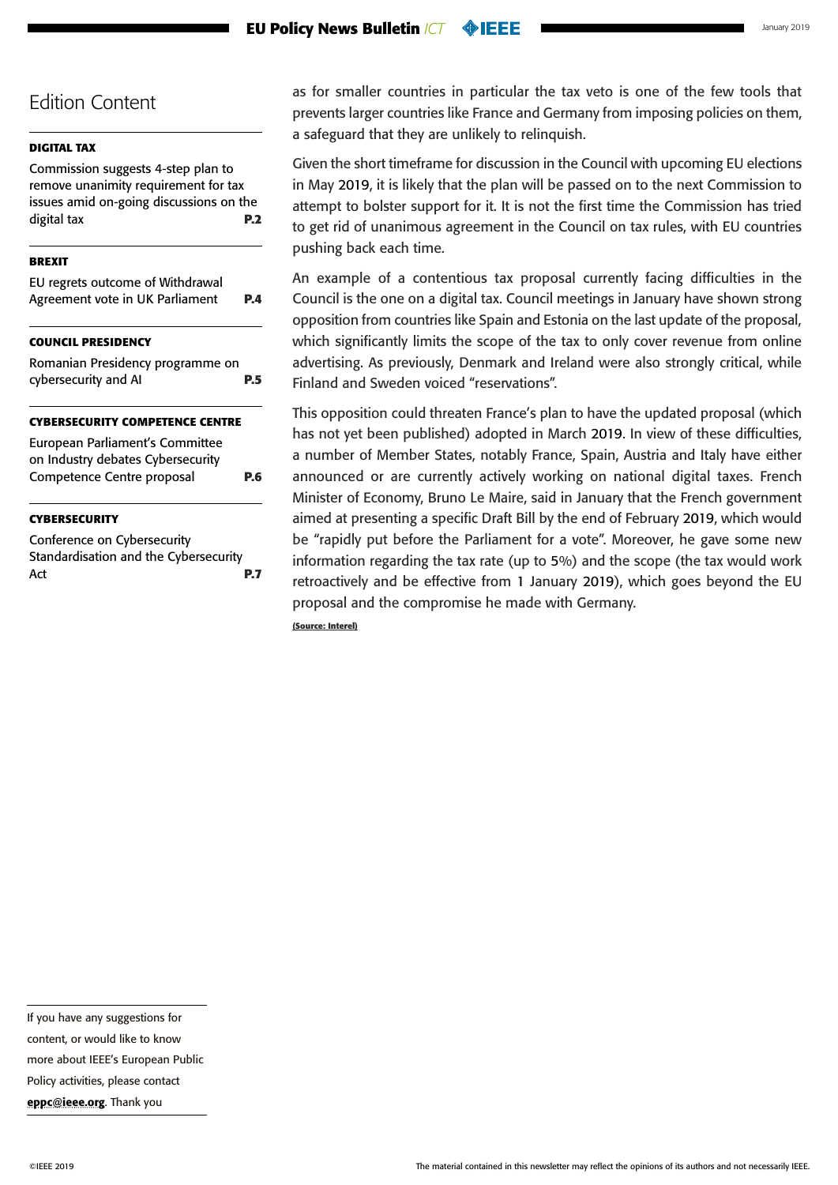## Edition Content

**DIGITAL TAX**

Commission suggests 4-step plan to remove unanimity requirement for tax issues amid on-going discussions on the digital tax **P.2**

**BREXIT**

EU regrets outcome of Withdrawal Agreement vote in UK Parliament **P.4**

**COUNCIL PRESIDENCY**

Romanian Presidency programme on cybersecurity and AI **P.5**

**CYBERSECURITY COMPETENCE CENTRE**

European Parliament's Committee on Industry debates Cybersecurity Competence Centre proposal **P.6**

**CYBERSECURITY**

Conference on Cybersecurity Standardisation and the Cybersecurity Act **P.7**

If you have any suggestions for content, or would like to know more about IEEE's European Public Policy activities, please contact **eppc@ieee.org**. Thank you

as for smaller countries in particular the tax veto is one of the few tools that prevents larger countries like France and Germany from imposing policies on them, a safeguard that they are unlikely to relinquish.

Given the short timeframe for discussion in the Council with upcoming EU elections in May 2019, it is likely that the plan will be passed on to the next Commission to attempt to bolster support for it. It is not the first time the Commission has tried to get rid of unanimous agreement in the Council on tax rules, with EU countries pushing back each time.

An example of a contentious tax proposal currently facing difficulties in the Council is the one on a digital tax. Council meetings in January have shown strong opposition from countries like Spain and Estonia on the last update of the proposal, which significantly limits the scope of the tax to only cover revenue from online advertising. As previously, Denmark and Ireland were also strongly critical, while Finland and Sweden voiced "reservations".

This opposition could threaten France's plan to have the updated proposal (which has not yet been published) adopted in March 2019. In view of these difficulties, a number of Member States, notably France, Spain, Austria and Italy have either announced or are currently actively working on national digital taxes. French Minister of Economy, Bruno Le Maire, said in January that the French government aimed at presenting a specific Draft Bill by the end of February 2019, which would be "rapidly put before the Parliament for a vote". Moreover, he gave some new information regarding the tax rate (up to 5%) and the scope (the tax would work retroactively and be effective from 1 January 2019), which goes beyond the EU proposal and the compromise he made with Germany.

**(Source: Interel)**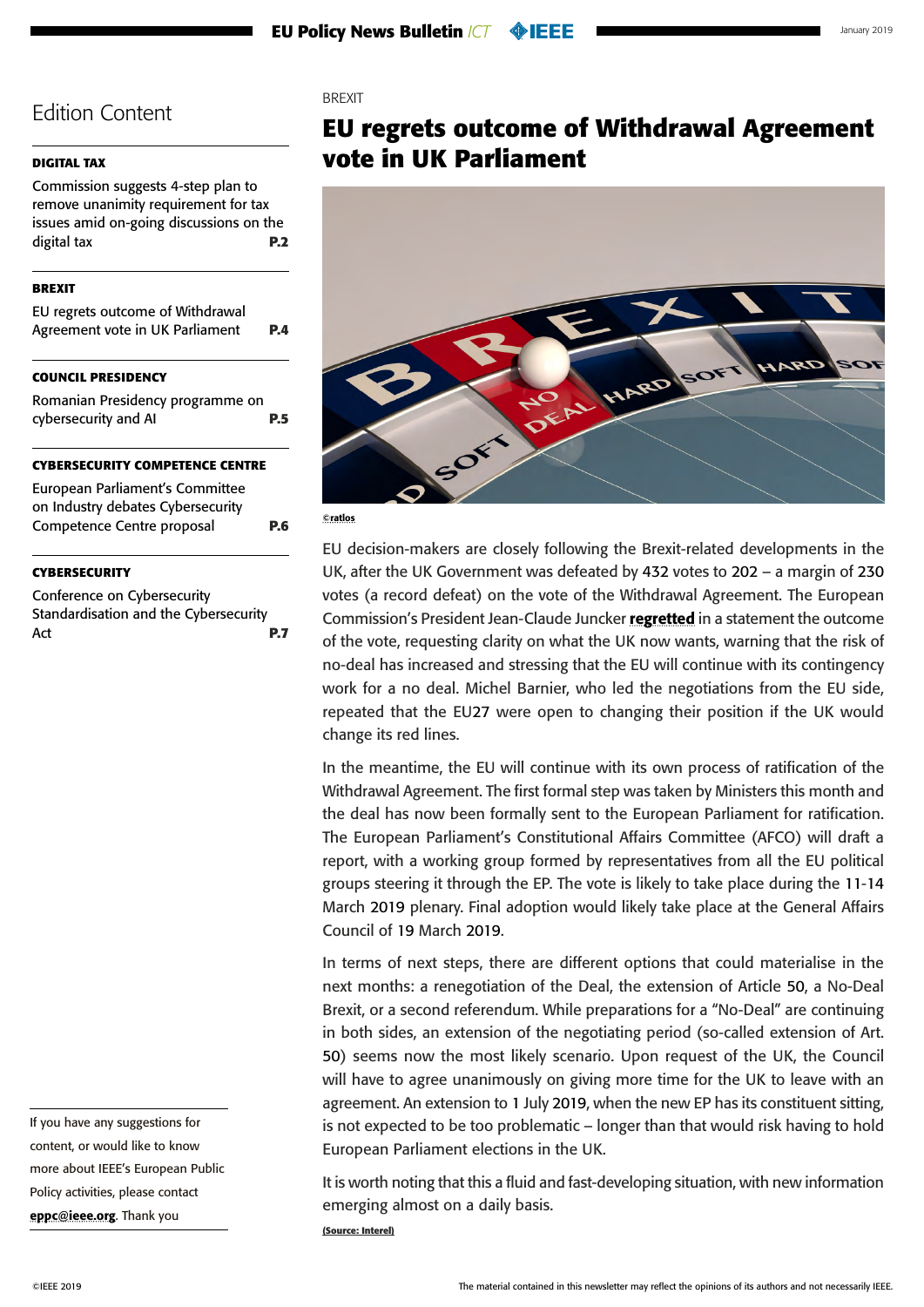## Edition Content

**DIGITAL TAX**

Commission suggests 4-step plan to remove unanimity requirement for tax issues amid on-going discussions on the digital tax **P.2**

**BREXIT**

EU regrets outcome of Withdrawal Agreement vote in UK Parliament **P.4**

**COUNCIL PRESIDENCY**

Romanian Presidency programme on cybersecurity and AI **P.5**

**CYBERSECURITY COMPETENCE CENTRE**

European Parliament's Committee on Industry debates Cybersecurity Competence Centre proposal **P.6**

**CYBERSECURITY**

Conference on Cybersecurity Standardisation and the Cybersecurity Act **P.7**

If you have any suggestions for content, or would like to know more about IEEE's European Public Policy activities, please contact **eppc@ieee.org**. Thank you

BREXIT

# EU regrets outcome of Withdrawal Agreement vote in UK Parliament

©ratlos

EU decision-makers are closely following the Brexit-related developments in the UK, after the UK Government was defeated by 432 votes to 202 – a margin of 230 votes (a record defeat) on the vote of the Withdrawal Agreement. The European Commission's President Jean-Claude Juncker **regretted** in a statement the outcome of the vote, requesting clarity on what the UK now wants, warning that the risk of no-deal has increased and stressing that the EU will continue with its contingency work for a no deal. Michel Barnier, who led the negotiations from the EU side, repeated that the EU27 were open to changing their position if the UK would change its red lines.

In the meantime, the EU will continue with its own process of ratification of the Withdrawal Agreement. The first formal step was taken by Ministers this month and the deal has now been formally sent to the European Parliament for ratification. The European Parliament's Constitutional Affairs Committee (AFCO) will draft a report, with a working group formed by representatives from all the EU political groups steering it through the EP. The vote is likely to take place during the 11-14 March 2019 plenary. Final adoption would likely take place at the General Affairs Council of 19 March 2019.

In terms of next steps, there are different options that could materialise in the next months: a renegotiation of the Deal, the extension of Article 50, a No-Deal Brexit, or a second referendum. While preparations for a "No-Deal" are continuing in both sides, an extension of the negotiating period (so-called extension of Art. 50) seems now the most likely scenario. Upon request of the UK, the Council will have to agree unanimously on giving more time for the UK to leave with an agreement. An extension to 1 July 2019, when the new EP has its constituent sitting, is not expected to be too problematic – longer than that would risk having to hold European Parliament elections in the UK.

It is worth noting that this a fluid and fast-developing situation, with new information emerging almost on a daily basis.

**(Source: Interel)**

The material contained in this newsletter may reflect the opinions of its authors and not necessarily IEEE.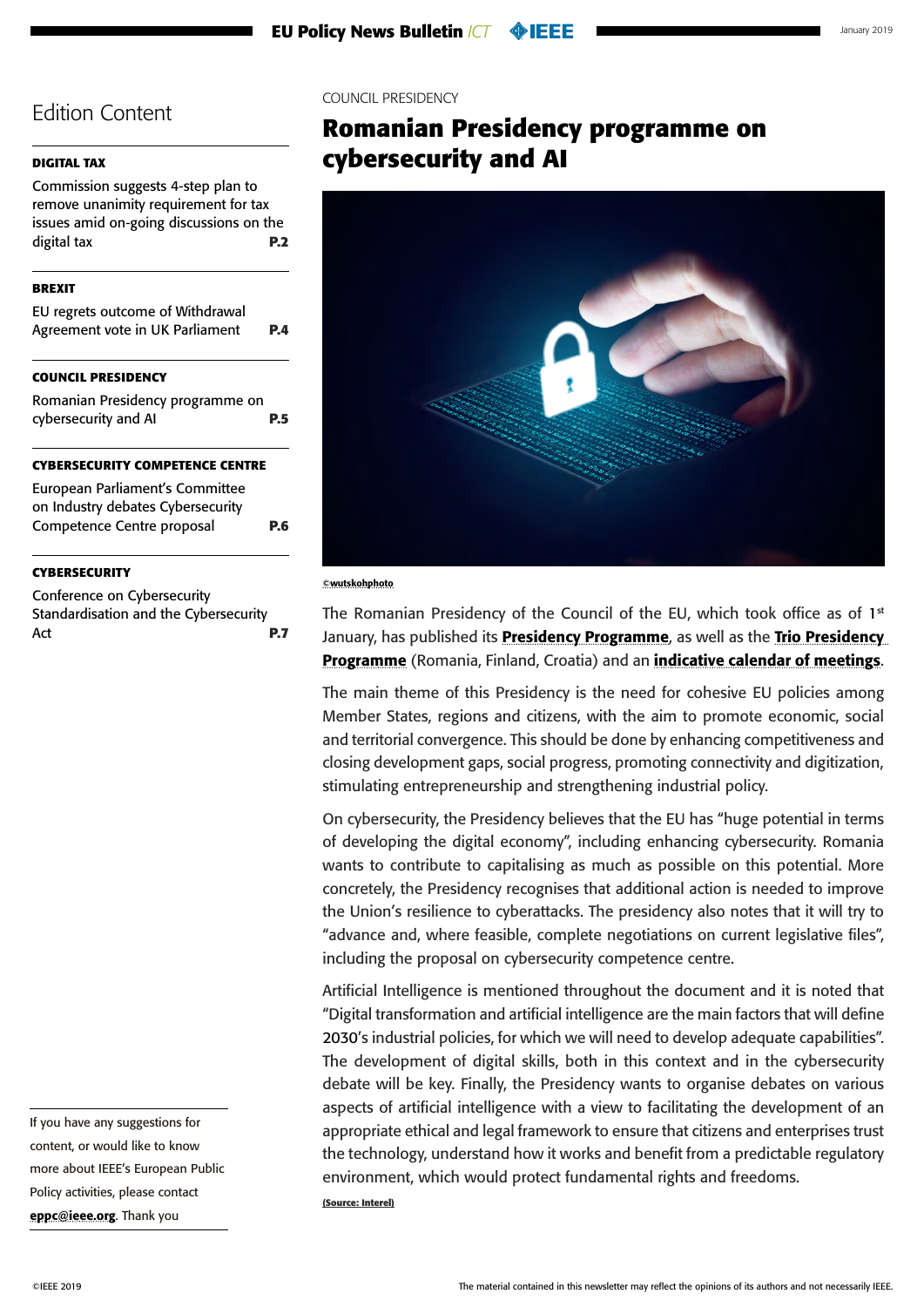## Edition Content

**DIGITAL TAX**

Commission suggests 4-step plan to remove unanimity requirement for tax issues amid on-going discussions on the digital tax **P.2**

**BREXIT**

EU regrets outcome of Withdrawal Agreement vote in UK Parliament **P.4**

**COUNCIL PRESIDENCY**

Romanian Presidency programme on cybersecurity and AI **P.5**

**CYBERSECURITY COMPETENCE CENTRE**

European Parliament's Committee on Industry debates Cybersecurity Competence Centre proposal **P.6**

**CYBERSECURITY**

Conference on Cybersecurity Standardisation and the Cybersecurity Act **P.7**

COUNCIL PRESIDENCY

# Romanian Presidency programme on cybersecurity and AI

©wutskohphoto

The Romanian Presidency of the Council of the EU, which took office as of 1st January, has published its **Presidency Programme**, as well as the **Trio Presidency Programme** (Romania, Finland, Croatia) and an **indicative calendar of meetings**.

The main theme of this Presidency is the need for cohesive EU policies among Member States, regions and citizens, with the aim to promote economic, social and territorial convergence. This should be done by enhancing competitiveness and closing development gaps, social progress, promoting connectivity and digitization, stimulating entrepreneurship and strengthening industrial policy.

On cybersecurity, the Presidency believes that the EU has "huge potential in terms of developing the digital economy", including enhancing cybersecurity. Romania wants to contribute to capitalising as much as possible on this potential. More concretely, the Presidency recognises that additional action is needed to improve the Union's resilience to cyberattacks. The presidency also notes that it will try to "advance and, where feasible, complete negotiations on current legislative files", including the proposal on cybersecurity competence centre.

Artificial Intelligence is mentioned throughout the document and it is noted that "Digital transformation and artificial intelligence are the main factors that will define 2030's industrial policies, for which we will need to develop adequate capabilities". The development of digital skills, both in this context and in the cybersecurity debate will be key. Finally, the Presidency wants to organise debates on various aspects of artificial intelligence with a view to facilitating the development of an appropriate ethical and legal framework to ensure that citizens and enterprises trust the technology, understand how it works and benefit from a predictable regulatory environment, which would protect fundamental rights and freedoms.

**(Source: Interel)**

If you have any suggestions for content, or would like to know more about IEEE's European Public Policy activities, please contact **eppc@ieee.org**. Thank you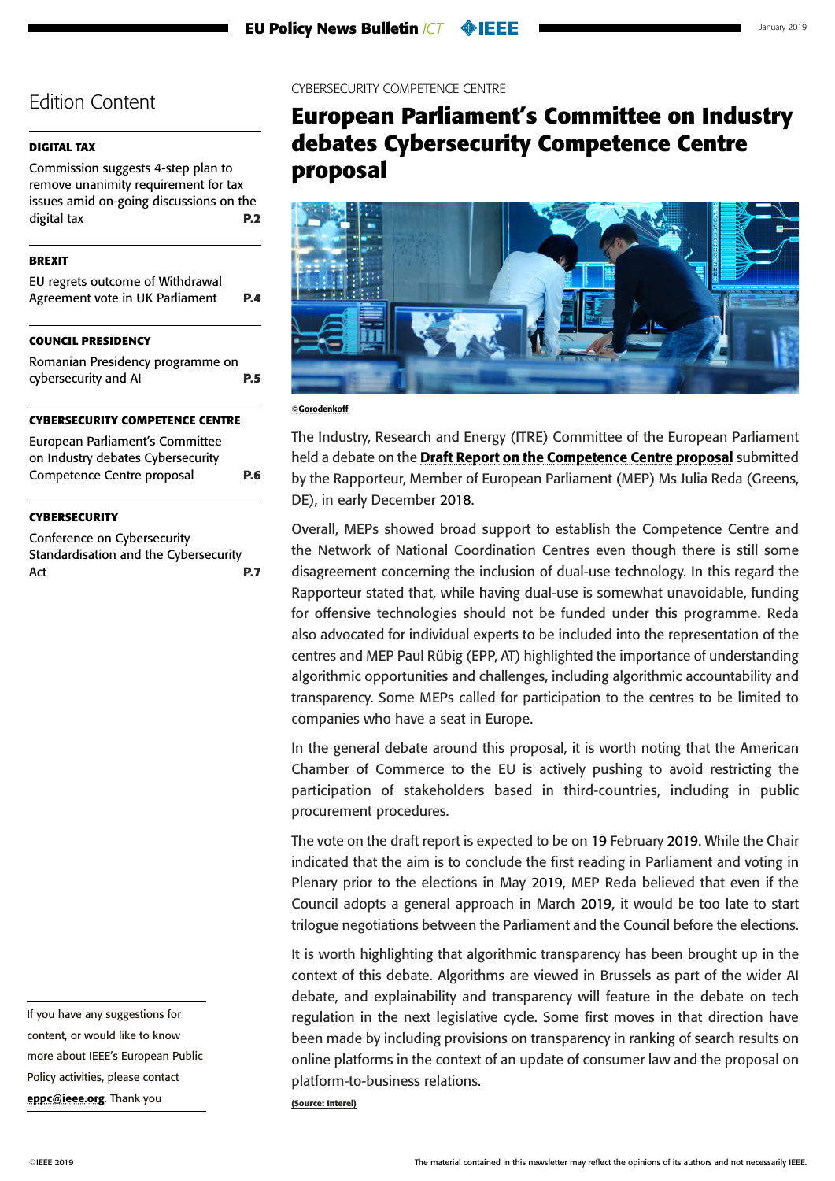## Edition Content

**DIGITAL TAX**

Commission suggests 4-step plan to remove unanimity requirement for tax issues amid on-going discussions on the digital tax **P.2**

**BREXIT**

EU regrets outcome of Withdrawal Agreement vote in UK Parliament **P.4**

**COUNCIL PRESIDENCY**

Romanian Presidency programme on cybersecurity and AI **P.5**

**CYBERSECURITY COMPETENCE CENTRE**

European Parliament's Committee on Industry debates Cybersecurity Competence Centre proposal **P.6**

**CYBERSECURITY**

Conference on Cybersecurity Standardisation and the Cybersecurity Act **P.7**

If you have any suggestions for content, or would like to know more about IEEE's European Public Policy activities, please contact **eppc@ieee.org**. Thank you

CYBERSECURITY COMPETENCE CENTRE

# European Parliament's Committee on Industry debates Cybersecurity Competence Centre proposal

©Gorodenkoff

The Industry, Research and Energy (ITRE) Committee of the European Parliament held a debate on the **Draft Report on the Competence Centre proposal** submitted by the Rapporteur, Member of European Parliament (MEP) Ms Julia Reda (Greens, DE), in early December 2018.

Overall, MEPs showed broad support to establish the Competence Centre and the Network of National Coordination Centres even though there is still some disagreement concerning the inclusion of dual-use technology. In this regard the Rapporteur stated that, while having dual-use is somewhat unavoidable, funding for offensive technologies should not be funded under this programme. Reda also advocated for individual experts to be included into the representation of the centres and MEP Paul Rübig (EPP, AT) highlighted the importance of understanding algorithmic opportunities and challenges, including algorithmic accountability and transparency. Some MEPs called for participation to the centres to be limited to companies who have a seat in Europe.

In the general debate around this proposal, it is worth noting that the American Chamber of Commerce to the EU is actively pushing to avoid restricting the participation of stakeholders based in third-countries, including in public procurement procedures.

The vote on the draft report is expected to be on 19 February 2019. While the Chair indicated that the aim is to conclude the first reading in Parliament and voting in Plenary prior to the elections in May 2019, MEP Reda believed that even if the Council adopts a general approach in March 2019, it would be too late to start trilogue negotiations between the Parliament and the Council before the elections.

It is worth highlighting that algorithmic transparency has been brought up in the context of this debate. Algorithms are viewed in Brussels as part of the wider AI debate, and explainability and transparency will feature in the debate on tech regulation in the next legislative cycle. Some first moves in that direction have been made by including provisions on transparency in ranking of search results on online platforms in the context of an update of consumer law and the proposal on platform-to-business relations.

**(Source: Interel)**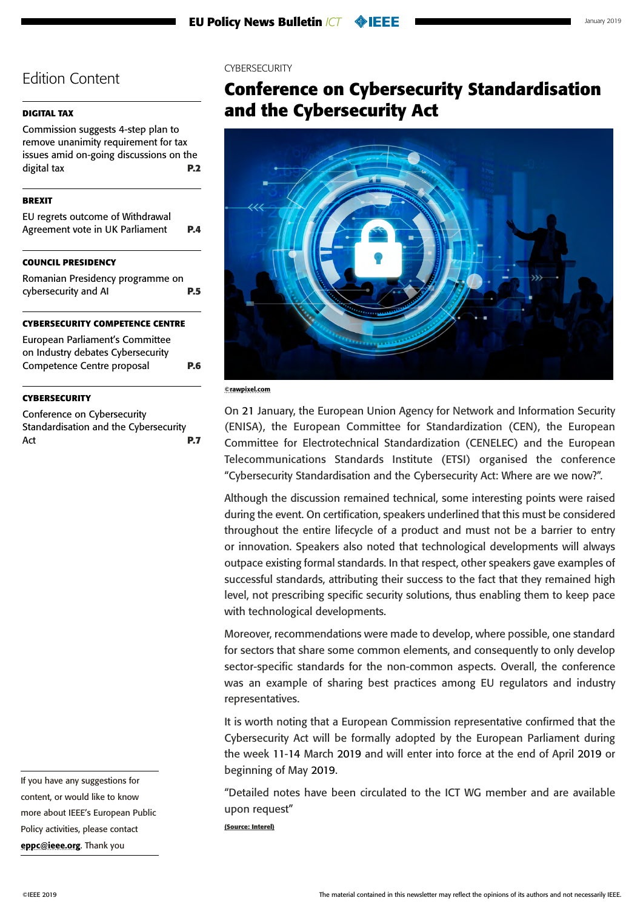# Edition Content

**DIGITAL TAX**

Commission suggests 4-step plan to remove unanimity requirement for tax issues amid on-going discussions on the digital tax **P.2**

**BREXIT**

EU regrets outcome of Withdrawal Agreement vote in UK Parliament **P.4**

**COUNCIL PRESIDENCY**

Romanian Presidency programme on cybersecurity and AI **P.5**

**CYBERSECURITY COMPETENCE CENTRE**

European Parliament's Committee on Industry debates Cybersecurity Competence Centre proposal **P.6**

**CYBERSECURITY**

Conference on Cybersecurity Standardisation and the Cybersecurity Act **P.7**

If you have any suggestions for content, or would like to know more about IEEE's European Public Policy activities, please contact **eppc@ieee.org**. Thank you

CYBERSECURITY

## Conference on Cybersecurity Standardisation and the Cybersecurity Act

©rawpixel.com

On 21 January, the European Union Agency for Network and Information Security (ENISA), the European Committee for Standardization (CEN), the European Committee for Electrotechnical Standardization (CENELEC) and the European Telecommunications Standards Institute (ETSI) organised the conference "Cybersecurity Standardisation and the Cybersecurity Act: Where are we now?".

Although the discussion remained technical, some interesting points were raised during the event. On certification, speakers underlined that this must be considered throughout the entire lifecycle of a product and must not be a barrier to entry or innovation. Speakers also noted that technological developments will always outpace existing formal standards. In that respect, other speakers gave examples of successful standards, attributing their success to the fact that they remained high level, not prescribing specific security solutions, thus enabling them to keep pace with technological developments.

Moreover, recommendations were made to develop, where possible, one standard for sectors that share some common elements, and consequently to only develop sector-specific standards for the non-common aspects. Overall, the conference was an example of sharing best practices among EU regulators and industry representatives.

It is worth noting that a European Commission representative confirmed that the Cybersecurity Act will be formally adopted by the European Parliament during the week 11-14 March 2019 and will enter into force at the end of April 2019 or beginning of May 2019.

"Detailed notes have been circulated to the ICT WG member and are available upon request"

(Source: Interel)